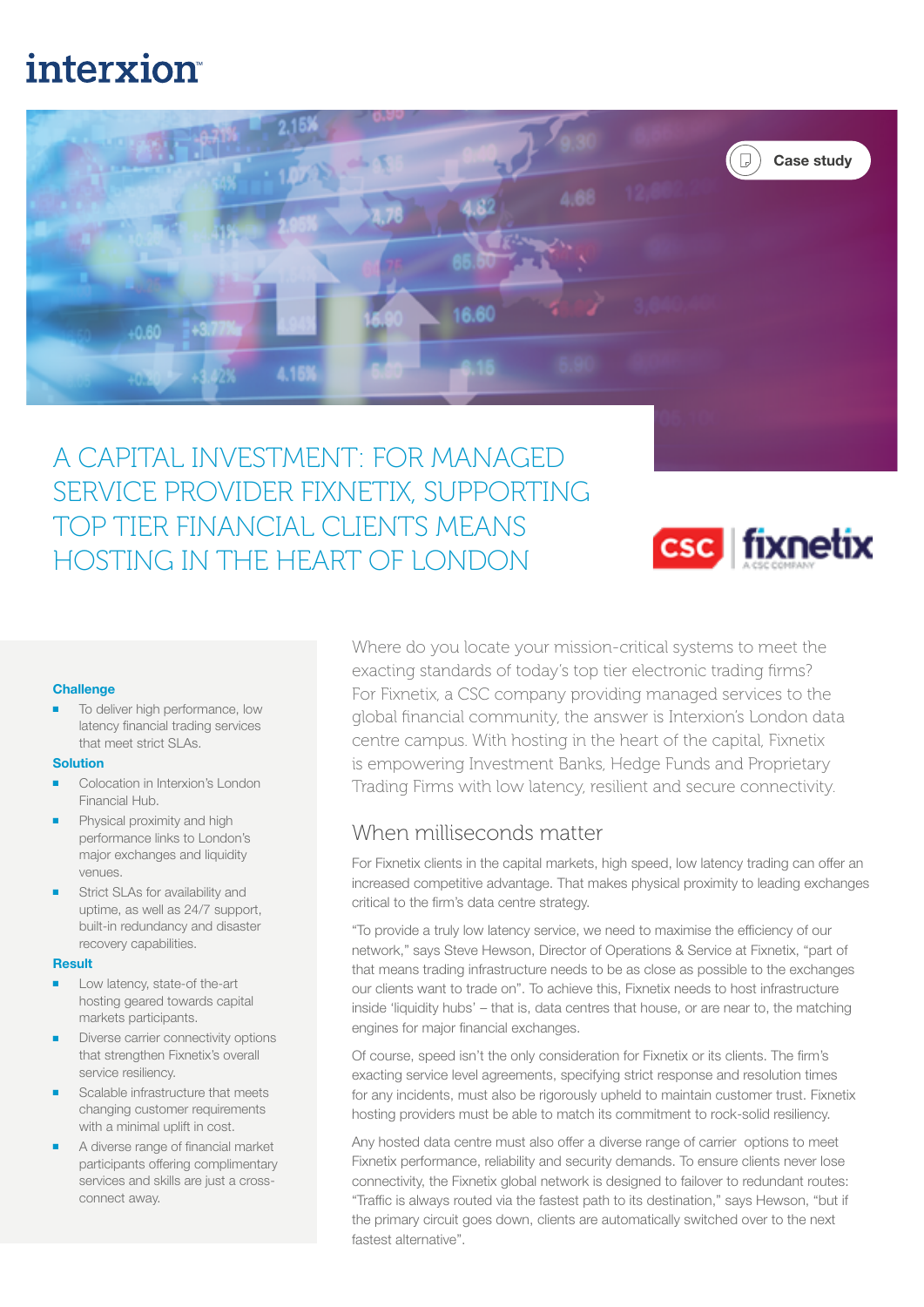interxion

Case study

# A CAPITAL INVESTMENT: FOR MANAGED SERVICE PROVIDER FIXNETIX, SUPPORTING TOP TIER FINANCIAL CLIENTS MEANS HOSTING IN THE HEART OF LONDON

CSC | fixnetix A CSC COMPANY

**Challenge**

- To deliver high performance, low latency financial trading services that meet strict SLAs.

**Solution**

- Colocation in Interxion's London Financial Hub.
- Physical proximity and high performance links to London's major exchanges and liquidity venues.
- Strict SLAs for availability and uptime, as well as 24/7 support, built-in redundancy and disaster recovery capabilities.

**Result**

- Low latency, state-of the-art hosting geared towards capital markets participants.
- Diverse carrier connectivity options that strengthen Fixnetix's overall service resiliency.
- Scalable infrastructure that meets changing customer requirements with a minimal uplift in cost.
- A diverse range of financial market participants offering complimentary services and skills are just a cross-connect away.

Where do you locate your mission-critical systems to meet the exacting standards of today's top tier electronic trading firms? For Fixnetix, a CSC company providing managed services to the global financial community, the answer is Interxion's London data centre campus. With hosting in the heart of the capital, Fixnetix is empowering Investment Banks, Hedge Funds and Proprietary Trading Firms with low latency, resilient and secure connectivity.

## When milliseconds matter

For Fixnetix clients in the capital markets, high speed, low latency trading can offer an increased competitive advantage. That makes physical proximity to leading exchanges critical to the firm's data centre strategy.

"To provide a truly low latency service, we need to maximise the efficiency of our network," says Steve Hewson, Director of Operations & Service at Fixnetix, "part of that means trading infrastructure needs to be as close as possible to the exchanges our clients want to trade on". To achieve this, Fixnetix needs to host infrastructure inside 'liquidity hubs' – that is, data centres that house, or are near to, the matching engines for major financial exchanges.

Of course, speed isn't the only consideration for Fixnetix or its clients. The firm's exacting service level agreements, specifying strict response and resolution times for any incidents, must also be rigorously upheld to maintain customer trust. Fixnetix hosting providers must be able to match its commitment to rock-solid resiliency.

Any hosted data centre must also offer a diverse range of carrier options to meet Fixnetix performance, reliability and security demands. To ensure clients never lose connectivity, the Fixnetix global network is designed to failover to redundant routes: "Traffic is always routed via the fastest path to its destination," says Hewson, "but if the primary circuit goes down, clients are automatically switched over to the next fastest alternative".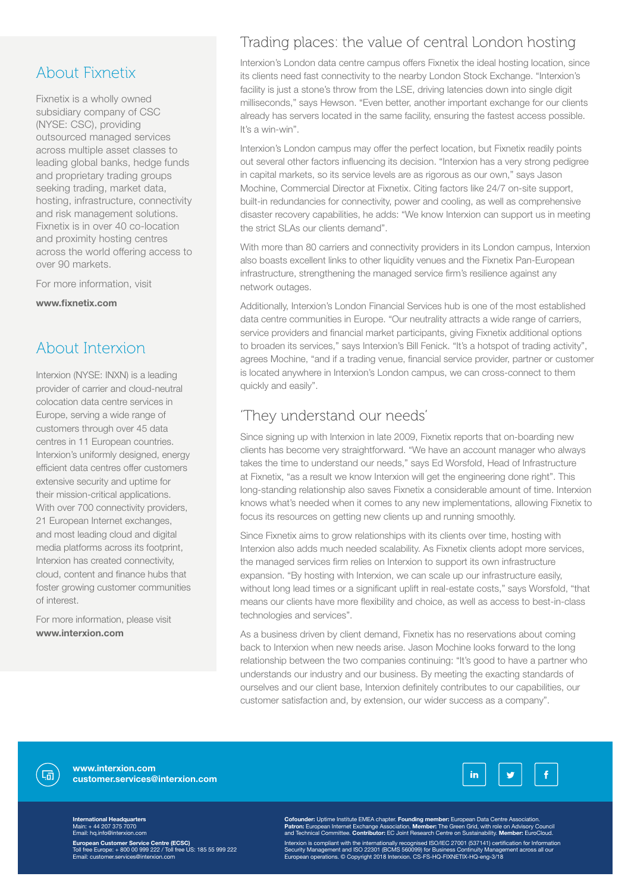## About Fixnetix

Fixnetix is a wholly owned subsidiary company of CSC (NYSE: CSC), providing outsourced managed services across multiple asset classes to leading global banks, hedge funds and proprietary trading groups seeking trading, market data, hosting, infrastructure, connectivity and risk management solutions. Fixnetix is in over 40 co-location and proximity hosting centres across the world offering access to over 90 markets.

For more information, visit

**www.fixnetix.com**

## About Interxion

Interxion (NYSE: INXN) is a leading provider of carrier and cloud-neutral colocation data centre services in Europe, serving a wide range of customers through over 45 data centres in 11 European countries. Interxion's uniformly designed, energy efficient data centres offer customers extensive security and uptime for their mission-critical applications. With over 700 connectivity providers, 21 European Internet exchanges, and most leading cloud and digital media platforms across its footprint, Interxion has created connectivity, cloud, content and finance hubs that foster growing customer communities of interest.

For more information, please visit **www.interxion.com**

## Trading places: the value of central London hosting

Interxion's London data centre campus offers Fixnetix the ideal hosting location, since its clients need fast connectivity to the nearby London Stock Exchange. "Interxion's facility is just a stone's throw from the LSE, driving latencies down into single digit milliseconds," says Hewson. "Even better, another important exchange for our clients already has servers located in the same facility, ensuring the fastest access possible. It's a win-win".

Interxion's London campus may offer the perfect location, but Fixnetix readily points out several other factors influencing its decision. "Interxion has a very strong pedigree in capital markets, so its service levels are as rigorous as our own," says Jason Mochine, Commercial Director at Fixnetix. Citing factors like 24/7 on-site support, built-in redundancies for connectivity, power and cooling, as well as comprehensive disaster recovery capabilities, he adds: "We know Interxion can support us in meeting the strict SLAs our clients demand".

With more than 80 carriers and connectivity providers in its London campus, Interxion also boasts excellent links to other liquidity venues and the Fixnetix Pan-European infrastructure, strengthening the managed service firm's resilience against any network outages.

Additionally, Interxion's London Financial Services hub is one of the most established data centre communities in Europe. "Our neutrality attracts a wide range of carriers, service providers and financial market participants, giving Fixnetix additional options to broaden its services," says Interxion's Bill Fenick. "It's a hotspot of trading activity", agrees Mochine, "and if a trading venue, financial service provider, partner or customer is located anywhere in Interxion's London campus, we can cross-connect to them quickly and easily".

## 'They understand our needs'

Since signing up with Interxion in late 2009, Fixnetix reports that on-boarding new clients has become very straightforward. "We have an account manager who always takes the time to understand our needs," says Ed Worsfold, Head of Infrastructure at Fixnetix, "as a result we know Interxion will get the engineering done right". This long-standing relationship also saves Fixnetix a considerable amount of time. Interxion knows what's needed when it comes to any new implementations, allowing Fixnetix to focus its resources on getting new clients up and running smoothly.

Since Fixnetix aims to grow relationships with its clients over time, hosting with Interxion also adds much needed scalability. As Fixnetix clients adopt more services, the managed services firm relies on Interxion to support its own infrastructure expansion. "By hosting with Interxion, we can scale up our infrastructure easily, without long lead times or a significant uplift in real-estate costs," says Worsfold, "that means our clients have more flexibility and choice, as well as access to best-in-class technologies and services".

As a business driven by client demand, Fixnetix has no reservations about coming back to Interxion when new needs arise. Jason Mochine looks forward to the long relationship between the two companies continuing: "It's good to have a partner who understands our industry and our business. By meeting the exacting standards of ourselves and our client base, Interxion definitely contributes to our capabilities, our customer satisfaction and, by extension, our wider success as a company".

**www.interxion.com**
**customer.services@interxion.com**

**International Headquarters**
Main: + 44 207 375 7070
Email: hq.info@interxion.com

**European Customer Service Centre (ECSC)**
Toll free Europe: + 800 00 999 222 / Toll free US: 185 55 999 222
Email: customer.services@interxion.com

**Cofounder:** Uptime Institute EMEA chapter. **Founding member:** European Data Centre Association. **Patron:** European Internet Exchange Association. **Member:** The Green Grid, with role on Advisory Council and Technical Committee. **Contributor:** EC Joint Research Centre on Sustainability. **Member:** EuroCloud.

Interxion is compliant with the internationally recognised ISO/IEC 27001 (537141) certification for Information Security Management and ISO 22301 (BCMS 560099) for Business Continuity Management across all our European operations. © Copyright 2018 Interxion. CS-FS-HQ-FIXNETIX-HQ-eng-3/18